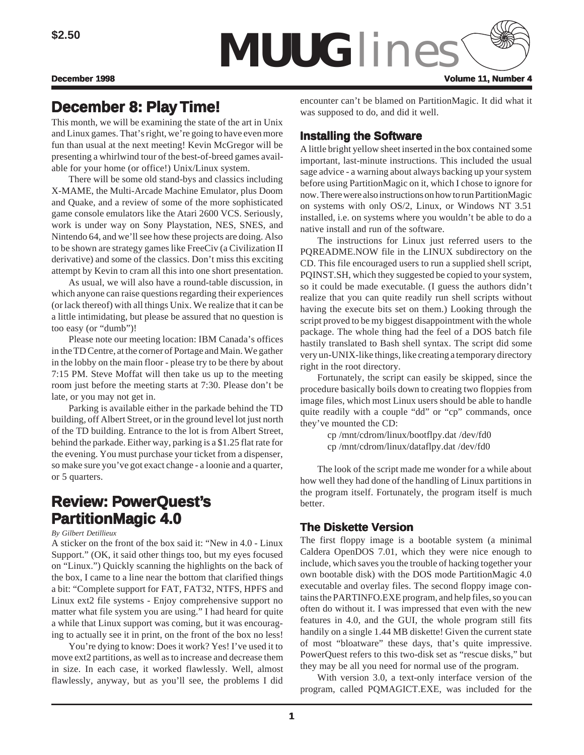$2.50

# MUUG lines

**December 1998** **Volume 11, Number 4**

## December 8: Play Time!

This month, we will be examining the state of the art in Unix and Linux games. That's right, we're going to have even more fun than usual at the next meeting! Kevin McGregor will be presenting a whirlwind tour of the best-of-breed games available for your home (or office!) Unix/Linux system.

There will be some old stand-bys and classics including X-MAME, the Multi-Arcade Machine Emulator, plus Doom and Quake, and a review of some of the more sophisticated game console emulators like the Atari 2600 VCS. Seriously, work is under way on Sony Playstation, NES, SNES, and Nintendo 64, and we'll see how these projects are doing. Also to be shown are strategy games like FreeCiv (a Civilization II derivative) and some of the classics. Don't miss this exciting attempt by Kevin to cram all this into one short presentation.

As usual, we will also have a round-table discussion, in which anyone can raise questions regarding their experiences (or lack thereof) with all things Unix. We realize that it can be a little intimidating, but please be assured that no question is too easy (or "dumb")!

Please note our meeting location: IBM Canada's offices in the TD Centre, at the corner of Portage and Main. We gather in the lobby on the main floor - please try to be there by about 7:15 PM. Steve Moffat will then take us up to the meeting room just before the meeting starts at 7:30. Please don't be late, or you may not get in.

Parking is available either in the parkade behind the TD building, off Albert Street, or in the ground level lot just north of the TD building. Entrance to the lot is from Albert Street, behind the parkade. Either way, parking is a $1.25 flat rate for the evening. You must purchase your ticket from a dispenser, so make sure you've got exact change - a loonie and a quarter, or 5 quarters.

## Review: PowerQuest's PartitionMagic 4.0

*By Gilbert Detillieux*

A sticker on the front of the box said it: "New in 4.0 - Linux Support." (OK, it said other things too, but my eyes focused on "Linux.") Quickly scanning the highlights on the back of the box, I came to a line near the bottom that clarified things a bit: "Complete support for FAT, FAT32, NTFS, HPFS and Linux ext2 file systems - Enjoy comprehensive support no matter what file system you are using." I had heard for quite a while that Linux support was coming, but it was encouraging to actually see it in print, on the front of the box no less!

You're dying to know: Does it work? Yes! I've used it to move ext2 partitions, as well as to increase and decrease them in size. In each case, it worked flawlessly. Well, almost flawlessly, anyway, but as you'll see, the problems I did encounter can't be blamed on PartitionMagic. It did what it was supposed to do, and did it well.

### Installing the Software

A little bright yellow sheet inserted in the box contained some important, last-minute instructions. This included the usual sage advice - a warning about always backing up your system before using PartitionMagic on it, which I chose to ignore for now. There were also instructions on how to run PartitionMagic on systems with only OS/2, Linux, or Windows NT 3.51 installed, i.e. on systems where you wouldn't be able to do a native install and run of the software.

The instructions for Linux just referred users to the PQREADME.NOW file in the LINUX subdirectory on the CD. This file encouraged users to run a supplied shell script, PQINST.SH, which they suggested be copied to your system, so it could be made executable. (I guess the authors didn't realize that you can quite readily run shell scripts without having the execute bits set on them.) Looking through the script proved to be my biggest disappointment with the whole package. The whole thing had the feel of a DOS batch file hastily translated to Bash shell syntax. The script did some very un-UNIX-like things, like creating a temporary directory right in the root directory.

Fortunately, the script can easily be skipped, since the procedure basically boils down to creating two floppies from image files, which most Linux users should be able to handle quite readily with a couple "dd" or "cp" commands, once they've mounted the CD:

```
cp /mnt/cdrom/linux/bootflpy.dat /dev/fd0
cp /mnt/cdrom/linux/dataflpy.dat /dev/fd0
```

The look of the script made me wonder for a while about how well they had done of the handling of Linux partitions in the program itself. Fortunately, the program itself is much better.

### The Diskette Version

The first floppy image is a bootable system (a minimal Caldera OpenDOS 7.01, which they were nice enough to include, which saves you the trouble of hacking together your own bootable disk) with the DOS mode PartitionMagic 4.0 executable and overlay files. The second floppy image contains the PARTINFO.EXE program, and help files, so you can often do without it. I was impressed that even with the new features in 4.0, and the GUI, the whole program still fits handily on a single 1.44 MB diskette! Given the current state of most "bloatware" these days, that's quite impressive. PowerQuest refers to this two-disk set as "rescue disks," but they may be all you need for normal use of the program.

With version 3.0, a text-only interface version of the program, called PQMAGICT.EXE, was included for the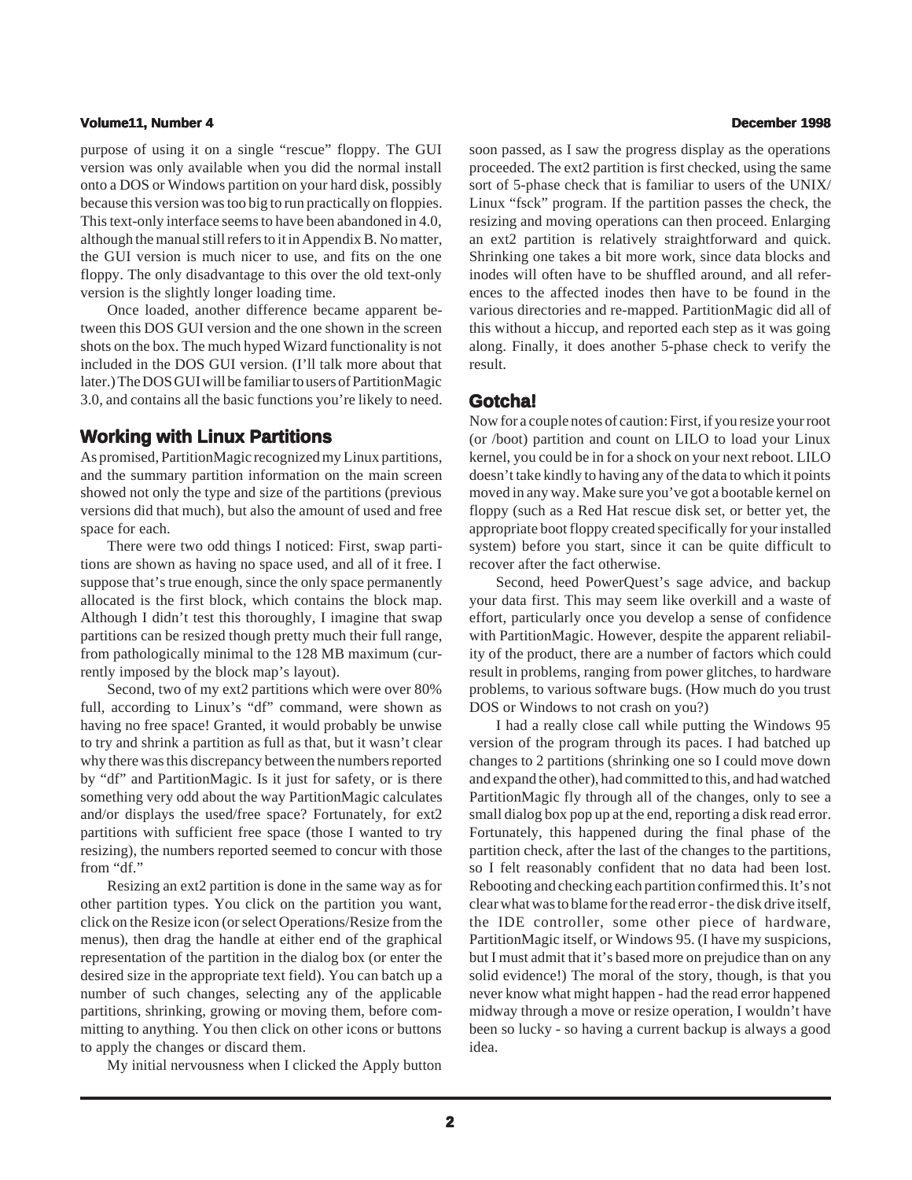purpose of using it on a single "rescue" floppy. The GUI version was only available when you did the normal install onto a DOS or Windows partition on your hard disk, possibly because this version was too big to run practically on floppies. This text-only interface seems to have been abandoned in 4.0, although the manual still refers to it in Appendix B. No matter, the GUI version is much nicer to use, and fits on the one floppy. The only disadvantage to this over the old text-only version is the slightly longer loading time.

Once loaded, another difference became apparent between this DOS GUI version and the one shown in the screen shots on the box. The much hyped Wizard functionality is not included in the DOS GUI version. (I'll talk more about that later.) The DOS GUI will be familiar to users of PartitionMagic 3.0, and contains all the basic functions you're likely to need.

## Working with Linux Partitions

As promised, PartitionMagic recognized my Linux partitions, and the summary partition information on the main screen showed not only the type and size of the partitions (previous versions did that much), but also the amount of used and free space for each.

There were two odd things I noticed: First, swap partitions are shown as having no space used, and all of it free. I suppose that's true enough, since the only space permanently allocated is the first block, which contains the block map. Although I didn't test this thoroughly, I imagine that swap partitions can be resized though pretty much their full range, from pathologically minimal to the 128 MB maximum (currently imposed by the block map's layout).

Second, two of my ext2 partitions which were over 80% full, according to Linux's "df" command, were shown as having no free space! Granted, it would probably be unwise to try and shrink a partition as full as that, but it wasn't clear why there was this discrepancy between the numbers reported by "df" and PartitionMagic. Is it just for safety, or is there something very odd about the way PartitionMagic calculates and/or displays the used/free space? Fortunately, for ext2 partitions with sufficient free space (those I wanted to try resizing), the numbers reported seemed to concur with those from "df."

Resizing an ext2 partition is done in the same way as for other partition types. You click on the partition you want, click on the Resize icon (or select Operations/Resize from the menus), then drag the handle at either end of the graphical representation of the partition in the dialog box (or enter the desired size in the appropriate text field). You can batch up a number of such changes, selecting any of the applicable partitions, shrinking, growing or moving them, before committing to anything. You then click on other icons or buttons to apply the changes or discard them.

My initial nervousness when I clicked the Apply button soon passed, as I saw the progress display as the operations proceeded. The ext2 partition is first checked, using the same sort of 5-phase check that is familiar to users of the UNIX/Linux "fsck" program. If the partition passes the check, the resizing and moving operations can then proceed. Enlarging an ext2 partition is relatively straightforward and quick. Shrinking one takes a bit more work, since data blocks and inodes will often have to be shuffled around, and all references to the affected inodes then have to be found in the various directories and re-mapped. PartitionMagic did all of this without a hiccup, and reported each step as it was going along. Finally, it does another 5-phase check to verify the result.

## Gotcha!

Now for a couple notes of caution: First, if you resize your root (or /boot) partition and count on LILO to load your Linux kernel, you could be in for a shock on your next reboot. LILO doesn't take kindly to having any of the data to which it points moved in any way. Make sure you've got a bootable kernel on floppy (such as a Red Hat rescue disk set, or better yet, the appropriate boot floppy created specifically for your installed system) before you start, since it can be quite difficult to recover after the fact otherwise.

Second, heed PowerQuest's sage advice, and backup your data first. This may seem like overkill and a waste of effort, particularly once you develop a sense of confidence with PartitionMagic. However, despite the apparent reliability of the product, there are a number of factors which could result in problems, ranging from power glitches, to hardware problems, to various software bugs. (How much do you trust DOS or Windows to not crash on you?)

I had a really close call while putting the Windows 95 version of the program through its paces. I had batched up changes to 2 partitions (shrinking one so I could move down and expand the other), had committed to this, and had watched PartitionMagic fly through all of the changes, only to see a small dialog box pop up at the end, reporting a disk read error. Fortunately, this happened during the final phase of the partition check, after the last of the changes to the partitions, so I felt reasonably confident that no data had been lost. Rebooting and checking each partition confirmed this. It's not clear what was to blame for the read error - the disk drive itself, the IDE controller, some other piece of hardware, PartitionMagic itself, or Windows 95. (I have my suspicions, but I must admit that it's based more on prejudice than on any solid evidence!) The moral of the story, though, is that you never know what might happen - had the read error happened midway through a move or resize operation, I wouldn't have been so lucky - so having a current backup is always a good idea.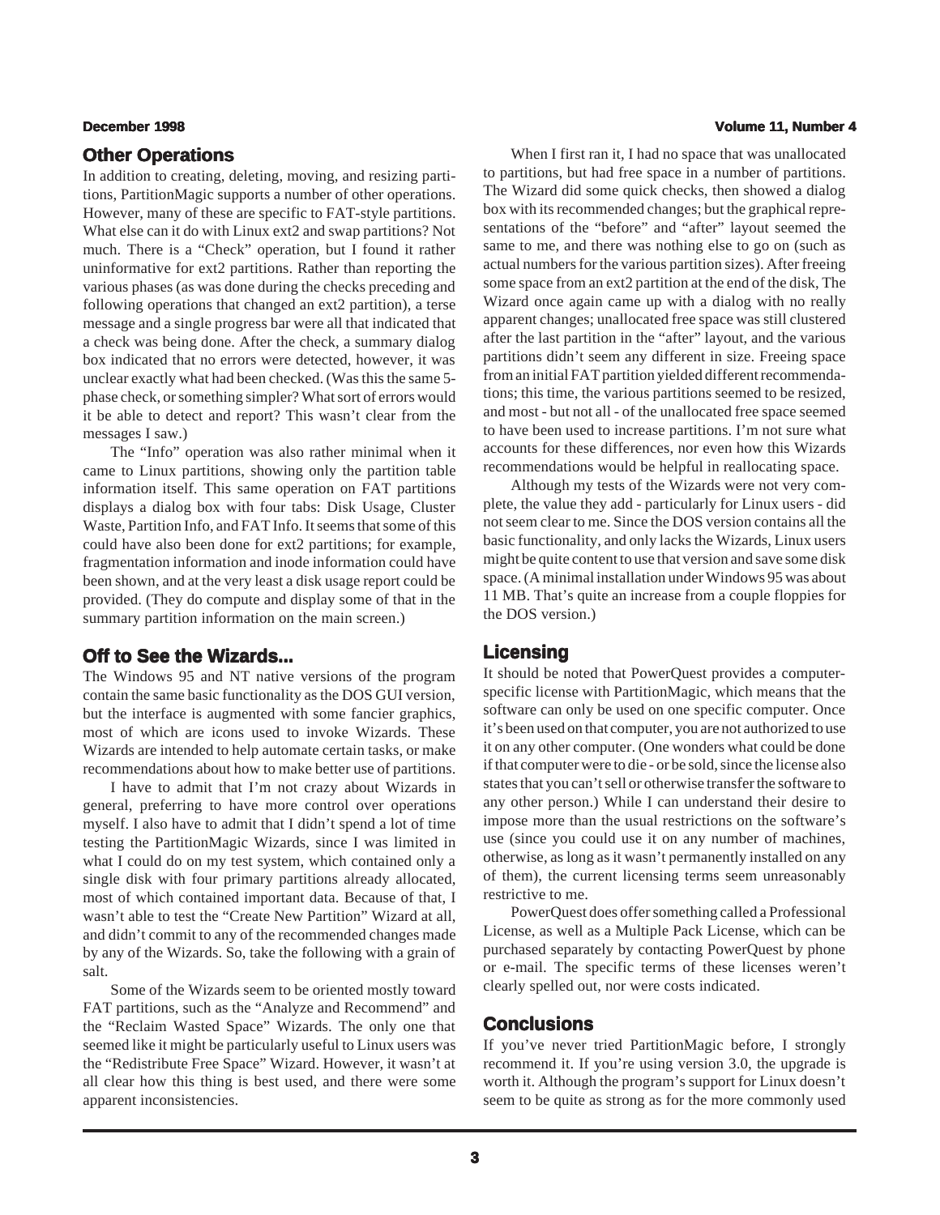## Other Operations

In addition to creating, deleting, moving, and resizing partitions, PartitionMagic supports a number of other operations. However, many of these are specific to FAT-style partitions. What else can it do with Linux ext2 and swap partitions? Not much. There is a "Check" operation, but I found it rather uninformative for ext2 partitions. Rather than reporting the various phases (as was done during the checks preceding and following operations that changed an ext2 partition), a terse message and a single progress bar were all that indicated that a check was being done. After the check, a summary dialog box indicated that no errors were detected, however, it was unclear exactly what had been checked. (Was this the same 5-phase check, or something simpler? What sort of errors would it be able to detect and report? This wasn't clear from the messages I saw.)

The "Info" operation was also rather minimal when it came to Linux partitions, showing only the partition table information itself. This same operation on FAT partitions displays a dialog box with four tabs: Disk Usage, Cluster Waste, Partition Info, and FAT Info. It seems that some of this could have also been done for ext2 partitions; for example, fragmentation information and inode information could have been shown, and at the very least a disk usage report could be provided. (They do compute and display some of that in the summary partition information on the main screen.)

## Off to See the Wizards...

The Windows 95 and NT native versions of the program contain the same basic functionality as the DOS GUI version, but the interface is augmented with some fancier graphics, most of which are icons used to invoke Wizards. These Wizards are intended to help automate certain tasks, or make recommendations about how to make better use of partitions.

I have to admit that I'm not crazy about Wizards in general, preferring to have more control over operations myself. I also have to admit that I didn't spend a lot of time testing the PartitionMagic Wizards, since I was limited in what I could do on my test system, which contained only a single disk with four primary partitions already allocated, most of which contained important data. Because of that, I wasn't able to test the "Create New Partition" Wizard at all, and didn't commit to any of the recommended changes made by any of the Wizards. So, take the following with a grain of salt.

Some of the Wizards seem to be oriented mostly toward FAT partitions, such as the "Analyze and Recommend" and the "Reclaim Wasted Space" Wizards. The only one that seemed like it might be particularly useful to Linux users was the "Redistribute Free Space" Wizard. However, it wasn't at all clear how this thing is best used, and there were some apparent inconsistencies.

When I first ran it, I had no space that was unallocated to partitions, but had free space in a number of partitions. The Wizard did some quick checks, then showed a dialog box with its recommended changes; but the graphical representations of the "before" and "after" layout seemed the same to me, and there was nothing else to go on (such as actual numbers for the various partition sizes). After freeing some space from an ext2 partition at the end of the disk, The Wizard once again came up with a dialog with no really apparent changes; unallocated free space was still clustered after the last partition in the "after" layout, and the various partitions didn't seem any different in size. Freeing space from an initial FAT partition yielded different recommendations; this time, the various partitions seemed to be resized, and most - but not all - of the unallocated free space seemed to have been used to increase partitions. I'm not sure what accounts for these differences, nor even how this Wizards recommendations would be helpful in reallocating space.

Although my tests of the Wizards were not very complete, the value they add - particularly for Linux users - did not seem clear to me. Since the DOS version contains all the basic functionality, and only lacks the Wizards, Linux users might be quite content to use that version and save some disk space. (A minimal installation under Windows 95 was about 11 MB. That's quite an increase from a couple floppies for the DOS version.)

## Licensing

It should be noted that PowerQuest provides a computer-specific license with PartitionMagic, which means that the software can only be used on one specific computer. Once it's been used on that computer, you are not authorized to use it on any other computer. (One wonders what could be done if that computer were to die - or be sold, since the license also states that you can't sell or otherwise transfer the software to any other person.) While I can understand their desire to impose more than the usual restrictions on the software's use (since you could use it on any number of machines, otherwise, as long as it wasn't permanently installed on any of them), the current licensing terms seem unreasonably restrictive to me.

PowerQuest does offer something called a Professional License, as well as a Multiple Pack License, which can be purchased separately by contacting PowerQuest by phone or e-mail. The specific terms of these licenses weren't clearly spelled out, nor were costs indicated.

## Conclusions

If you've never tried PartitionMagic before, I strongly recommend it. If you're using version 3.0, the upgrade is worth it. Although the program's support for Linux doesn't seem to be quite as strong as for the more commonly used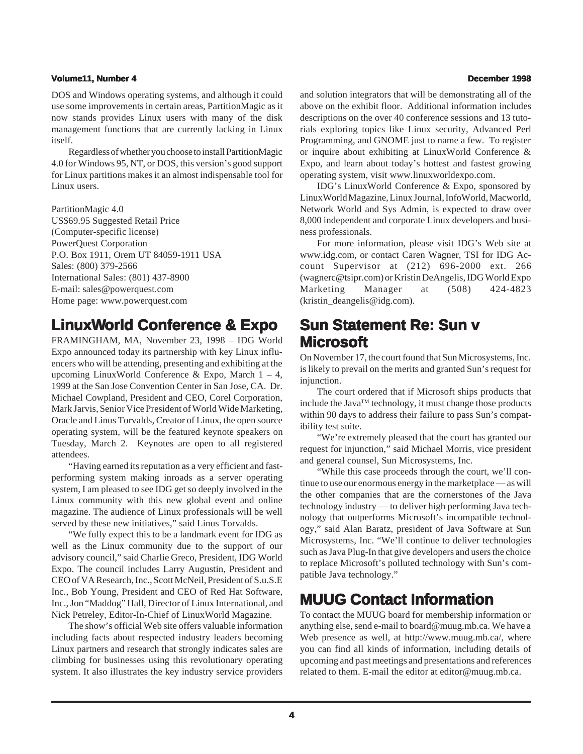DOS and Windows operating systems, and although it could use some improvements in certain areas, PartitionMagic as it now stands provides Linux users with many of the disk management functions that are currently lacking in Linux itself.

Regardless of whether you choose to install PartitionMagic 4.0 for Windows 95, NT, or DOS, this version's good support for Linux partitions makes it an almost indispensable tool for Linux users.

PartitionMagic 4.0
US$69.95 Suggested Retail Price
(Computer-specific license)
PowerQuest Corporation
P.O. Box 1911, Orem UT 84059-1911 USA
Sales: (800) 379-2566
International Sales: (801) 437-8900
E-mail: sales@powerquest.com
Home page: www.powerquest.com

## LinuxWorld Conference & Expo

FRAMINGHAM, MA, November 23, 1998 – IDG World Expo announced today its partnership with key Linux influencers who will be attending, presenting and exhibiting at the upcoming LinuxWorld Conference & Expo, March 1 – 4, 1999 at the San Jose Convention Center in San Jose, CA. Dr. Michael Cowpland, President and CEO, Corel Corporation, Mark Jarvis, Senior Vice President of World Wide Marketing, Oracle and Linus Torvalds, Creator of Linux, the open source operating system, will be the featured keynote speakers on Tuesday, March 2. Keynotes are open to all registered attendees.

"Having earned its reputation as a very efficient and fast-performing system making inroads as a server operating system, I am pleased to see IDG get so deeply involved in the Linux community with this new global event and online magazine. The audience of Linux professionals will be well served by these new initiatives," said Linus Torvalds.

"We fully expect this to be a landmark event for IDG as well as the Linux community due to the support of our advisory council," said Charlie Greco, President, IDG World Expo. The council includes Larry Augustin, President and CEO of VA Research, Inc., Scott McNeil, President of S.u.S.E Inc., Bob Young, President and CEO of Red Hat Software, Inc., Jon "Maddog" Hall, Director of Linux International, and Nick Petreley, Editor-In-Chief of LinuxWorld Magazine.

The show's official Web site offers valuable information including facts about respected industry leaders becoming Linux partners and research that strongly indicates sales are climbing for businesses using this revolutionary operating system. It also illustrates the key industry service providers and solution integrators that will be demonstrating all of the above on the exhibit floor. Additional information includes descriptions on the over 40 conference sessions and 13 tutorials exploring topics like Linux security, Advanced Perl Programming, and GNOME just to name a few. To register or inquire about exhibiting at LinuxWorld Conference & Expo, and learn about today's hottest and fastest growing operating system, visit www.linuxworldexpo.com.

IDG's LinuxWorld Conference & Expo, sponsored by LinuxWorld Magazine, Linux Journal, InfoWorld, Macworld, Network World and Sys Admin, is expected to draw over 8,000 independent and corporate Linux developers and business professionals.

For more information, please visit IDG's Web site at www.idg.com, or contact Caren Wagner, TSI for IDG Account Supervisor at (212) 696-2000 ext. 266 (wagnerc@tsipr.com) or Kristin DeAngelis, IDG World Expo Marketing Manager at (508) 424-4823 (kristin_deangelis@idg.com).

## Sun Statement Re: Sun v Microsoft

On November 17, the court found that Sun Microsystems, Inc. is likely to prevail on the merits and granted Sun's request for injunction.

The court ordered that if Microsoft ships products that include the Java™ technology, it must change those products within 90 days to address their failure to pass Sun's compatibility test suite.

"We're extremely pleased that the court has granted our request for injunction," said Michael Morris, vice president and general counsel, Sun Microsystems, Inc.

"While this case proceeds through the court, we'll continue to use our enormous energy in the marketplace — as will the other companies that are the cornerstones of the Java technology industry — to deliver high performing Java technology that outperforms Microsoft's incompatible technology," said Alan Baratz, president of Java Software at Sun Microsystems, Inc. "We'll continue to deliver technologies such as Java Plug-In that give developers and users the choice to replace Microsoft's polluted technology with Sun's compatible Java technology."

## MUUG Contact Information

To contact the MUUG board for membership information or anything else, send e-mail to board@muug.mb.ca. We have a Web presence as well, at http://www.muug.mb.ca/, where you can find all kinds of information, including details of upcoming and past meetings and presentations and references related to them. E-mail the editor at editor@muug.mb.ca.